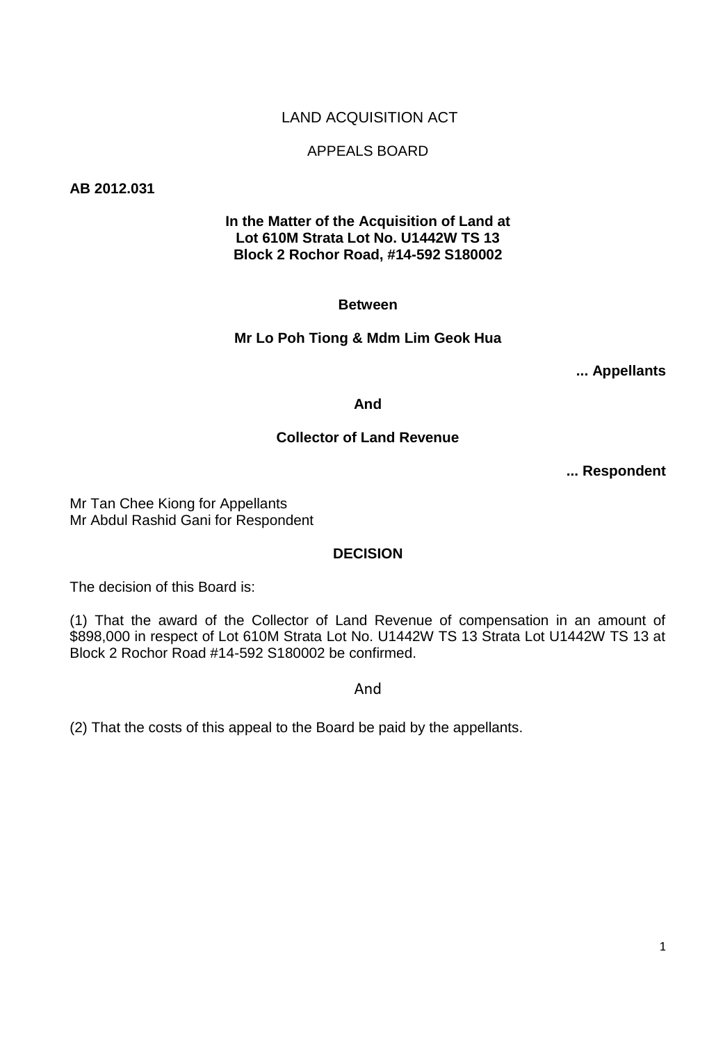LAND ACQUISITION ACT

APPEALS BOARD

**AB 2012.031**

**In the Matter of the Acquisition of Land at**
**Lot 610M Strata Lot No. U1442W TS 13**
**Block 2 Rochor Road, #14-592 S180002**

**Between**

**Mr Lo Poh Tiong & Mdm Lim Geok Hua**

**... Appellants**

**And**

**Collector of Land Revenue**

**... Respondent**

Mr Tan Chee Kiong for Appellants
Mr Abdul Rashid Gani for Respondent

**DECISION**

The decision of this Board is:

(1) That the award of the Collector of Land Revenue of compensation in an amount of $898,000 in respect of Lot 610M Strata Lot No. U1442W TS 13 Strata Lot U1442W TS 13 at Block 2 Rochor Road #14-592 S180002 be confirmed.

And

(2) That the costs of this appeal to the Board be paid by the appellants.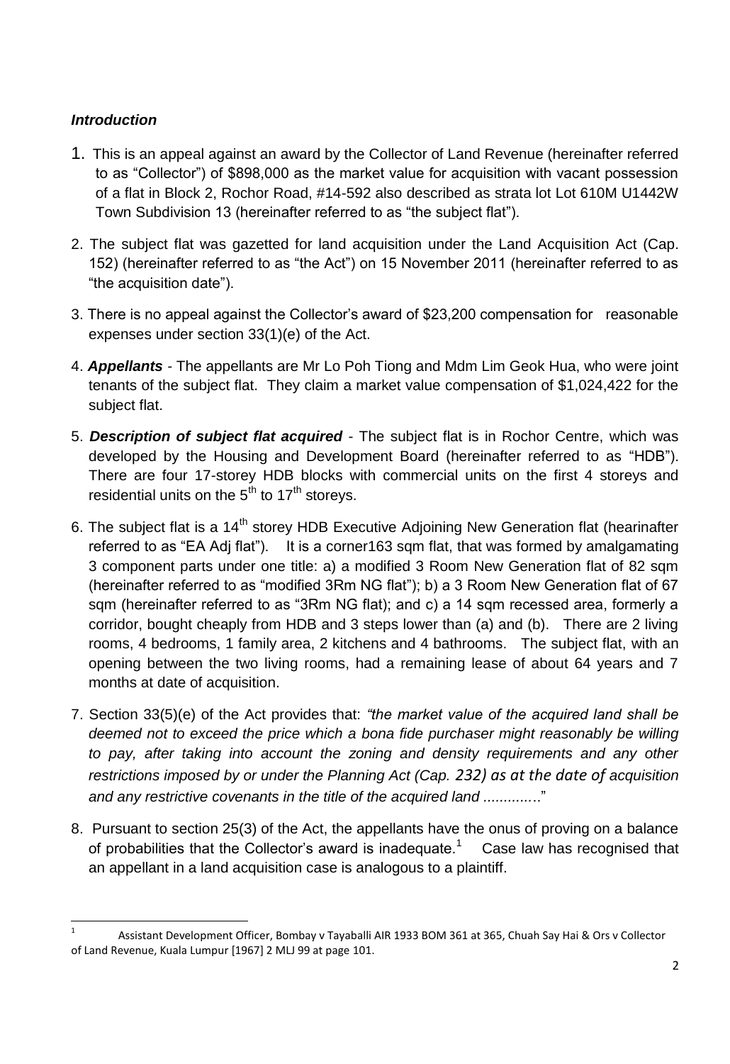### *Introduction*

1. This is an appeal against an award by the Collector of Land Revenue (hereinafter referred to as "Collector") of $898,000 as the market value for acquisition with vacant possession of a flat in Block 2, Rochor Road, #14-592 also described as strata lot Lot 610M U1442W Town Subdivision 13 (hereinafter referred to as "the subject flat").

2. The subject flat was gazetted for land acquisition under the Land Acquisition Act (Cap. 152) (hereinafter referred to as "the Act") on 15 November 2011 (hereinafter referred to as "the acquisition date").

3. There is no appeal against the Collector's award of $23,200 compensation for reasonable expenses under section 33(1)(e) of the Act.

4. ***Appellants*** - The appellants are Mr Lo Poh Tiong and Mdm Lim Geok Hua, who were joint tenants of the subject flat. They claim a market value compensation of $1,024,422 for the subject flat.

5. ***Description of subject flat acquired*** - The subject flat is in Rochor Centre, which was developed by the Housing and Development Board (hereinafter referred to as "HDB"). There are four 17-storey HDB blocks with commercial units on the first 4 storeys and residential units on the 5th to 17th storeys.

6. The subject flat is a 14th storey HDB Executive Adjoining New Generation flat (hearinafter referred to as "EA Adj flat"). It is a corner163 sqm flat, that was formed by amalgamating 3 component parts under one title: a) a modified 3 Room New Generation flat of 82 sqm (hereinafter referred to as "modified 3Rm NG flat"); b) a 3 Room New Generation flat of 67 sqm (hereinafter referred to as "3Rm NG flat); and c) a 14 sqm recessed area, formerly a corridor, bought cheaply from HDB and 3 steps lower than (a) and (b). There are 2 living rooms, 4 bedrooms, 1 family area, 2 kitchens and 4 bathrooms. The subject flat, with an opening between the two living rooms, had a remaining lease of about 64 years and 7 months at date of acquisition.

7. Section 33(5)(e) of the Act provides that: *"the market value of the acquired land shall be deemed not to exceed the price which a bona fide purchaser might reasonably be willing to pay, after taking into account the zoning and density requirements and any other restrictions imposed by or under the Planning Act (Cap. 232) as at the date of acquisition and any restrictive covenants in the title of the acquired land ............."*

8. Pursuant to section 25(3) of the Act, the appellants have the onus of proving on a balance of probabilities that the Collector's award is inadequate.[1] Case law has recognised that an appellant in a land acquisition case is analogous to a plaintiff.

---

[1] Assistant Development Officer, Bombay v Tayaballi AIR 1933 BOM 361 at 365, Chuah Say Hai & Ors v Collector of Land Revenue, Kuala Lumpur [1967] 2 MLJ 99 at page 101.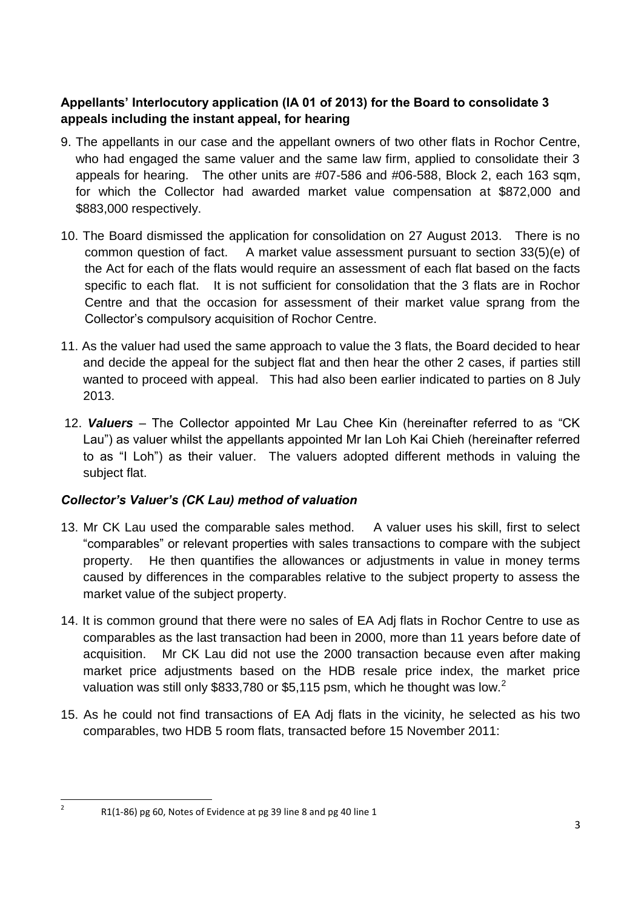**Appellants' Interlocutory application (IA 01 of 2013) for the Board to consolidate 3 appeals including the instant appeal, for hearing**

9. The appellants in our case and the appellant owners of two other flats in Rochor Centre, who had engaged the same valuer and the same law firm, applied to consolidate their 3 appeals for hearing. The other units are #07-586 and #06-588, Block 2, each 163 sqm, for which the Collector had awarded market value compensation at $872,000 and $883,000 respectively.

10. The Board dismissed the application for consolidation on 27 August 2013. There is no common question of fact. A market value assessment pursuant to section 33(5)(e) of the Act for each of the flats would require an assessment of each flat based on the facts specific to each flat. It is not sufficient for consolidation that the 3 flats are in Rochor Centre and that the occasion for assessment of their market value sprang from the Collector's compulsory acquisition of Rochor Centre.

11. As the valuer had used the same approach to value the 3 flats, the Board decided to hear and decide the appeal for the subject flat and then hear the other 2 cases, if parties still wanted to proceed with appeal. This had also been earlier indicated to parties on 8 July 2013.

12. ***Valuers*** – The Collector appointed Mr Lau Chee Kin (hereinafter referred to as "CK Lau") as valuer whilst the appellants appointed Mr Ian Loh Kai Chieh (hereinafter referred to as "I Loh") as their valuer. The valuers adopted different methods in valuing the subject flat.

***Collector's Valuer's (CK Lau) method of valuation***

13. Mr CK Lau used the comparable sales method. A valuer uses his skill, first to select "comparables" or relevant properties with sales transactions to compare with the subject property. He then quantifies the allowances or adjustments in value in money terms caused by differences in the comparables relative to the subject property to assess the market value of the subject property.

14. It is common ground that there were no sales of EA Adj flats in Rochor Centre to use as comparables as the last transaction had been in 2000, more than 11 years before date of acquisition. Mr CK Lau did not use the 2000 transaction because even after making market price adjustments based on the HDB resale price index, the market price valuation was still only $833,780 or $5,115 psm, which he thought was low.[2]

15. As he could not find transactions of EA Adj flats in the vicinity, he selected as his two comparables, two HDB 5 room flats, transacted before 15 November 2011:

---

[2] R1(1-86) pg 60, Notes of Evidence at pg 39 line 8 and pg 40 line 1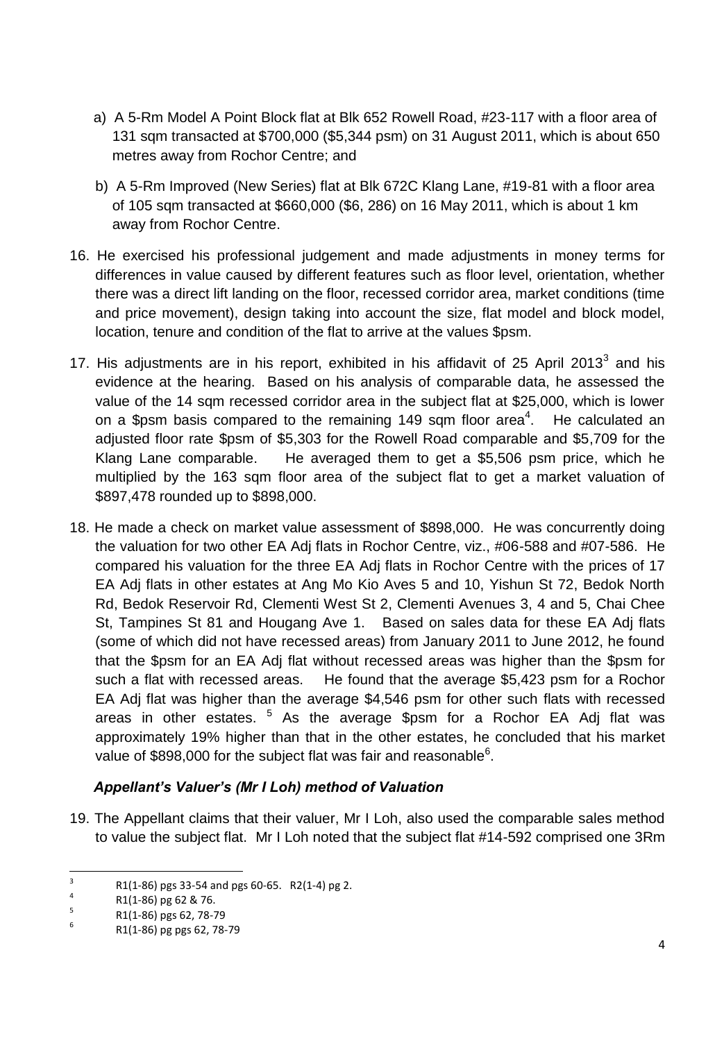a) A 5-Rm Model A Point Block flat at Blk 652 Rowell Road, #23-117 with a floor area of 131 sqm transacted at $700,000 ($5,344 psm) on 31 August 2011, which is about 650 metres away from Rochor Centre; and

b) A 5-Rm Improved (New Series) flat at Blk 672C Klang Lane, #19-81 with a floor area of 105 sqm transacted at $660,000 ($6, 286) on 16 May 2011, which is about 1 km away from Rochor Centre.

16. He exercised his professional judgement and made adjustments in money terms for differences in value caused by different features such as floor level, orientation, whether there was a direct lift landing on the floor, recessed corridor area, market conditions (time and price movement), design taking into account the size, flat model and block model, location, tenure and condition of the flat to arrive at the values $psm.

17. His adjustments are in his report, exhibited in his affidavit of 25 April 2013[3] and his evidence at the hearing. Based on his analysis of comparable data, he assessed the value of the 14 sqm recessed corridor area in the subject flat at $25,000, which is lower on a $psm basis compared to the remaining 149 sqm floor area[4]. He calculated an adjusted floor rate $psm of $5,303 for the Rowell Road comparable and $5,709 for the Klang Lane comparable. He averaged them to get a $5,506 psm price, which he multiplied by the 163 sqm floor area of the subject flat to get a market valuation of $897,478 rounded up to $898,000.

18. He made a check on market value assessment of $898,000. He was concurrently doing the valuation for two other EA Adj flats in Rochor Centre, viz., #06-588 and #07-586. He compared his valuation for the three EA Adj flats in Rochor Centre with the prices of 17 EA Adj flats in other estates at Ang Mo Kio Aves 5 and 10, Yishun St 72, Bedok North Rd, Bedok Reservoir Rd, Clementi West St 2, Clementi Avenues 3, 4 and 5, Chai Chee St, Tampines St 81 and Hougang Ave 1. Based on sales data for these EA Adj flats (some of which did not have recessed areas) from January 2011 to June 2012, he found that the $psm for an EA Adj flat without recessed areas was higher than the $psm for such a flat with recessed areas. He found that the average $5,423 psm for a Rochor EA Adj flat was higher than the average $4,546 psm for other such flats with recessed areas in other estates. [5] As the average $psm for a Rochor EA Adj flat was approximately 19% higher than that in the other estates, he concluded that his market value of $898,000 for the subject flat was fair and reasonable[6].

### *Appellant's Valuer's (Mr I Loh) method of Valuation*

19. The Appellant claims that their valuer, Mr I Loh, also used the comparable sales method to value the subject flat. Mr I Loh noted that the subject flat #14-592 comprised one 3Rm

---

[3] R1(1-86) pgs 33-54 and pgs 60-65. R2(1-4) pg 2.

[4] R1(1-86) pg 62 & 76.

[5] R1(1-86) pgs 62, 78-79

[6] R1(1-86) pg pgs 62, 78-79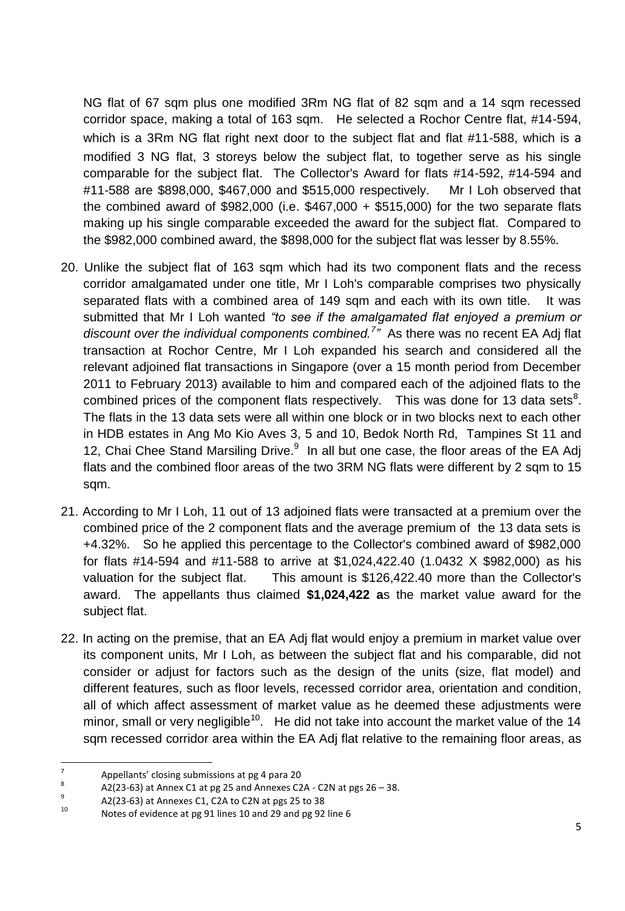NG flat of 67 sqm plus one modified 3Rm NG flat of 82 sqm and a 14 sqm recessed corridor space, making a total of 163 sqm. He selected a Rochor Centre flat, #14-594, which is a 3Rm NG flat right next door to the subject flat and flat #11-588, which is a modified 3 NG flat, 3 storeys below the subject flat, to together serve as his single comparable for the subject flat. The Collector's Award for flats #14-592, #14-594 and #11-588 are $898,000, $467,000 and $515,000 respectively. Mr I Loh observed that the combined award of $982,000 (i.e. $467,000 + $515,000) for the two separate flats making up his single comparable exceeded the award for the subject flat. Compared to the $982,000 combined award, the $898,000 for the subject flat was lesser by 8.55%.

20. Unlike the subject flat of 163 sqm which had its two component flats and the recess corridor amalgamated under one title, Mr I Loh's comparable comprises two physically separated flats with a combined area of 149 sqm and each with its own title. It was submitted that Mr I Loh wanted *"to see if the amalgamated flat enjoyed a premium or discount over the individual components combined.[7]"* As there was no recent EA Adj flat transaction at Rochor Centre, Mr I Loh expanded his search and considered all the relevant adjoined flat transactions in Singapore (over a 15 month period from December 2011 to February 2013) available to him and compared each of the adjoined flats to the combined prices of the component flats respectively. This was done for 13 data sets[8]. The flats in the 13 data sets were all within one block or in two blocks next to each other in HDB estates in Ang Mo Kio Aves 3, 5 and 10, Bedok North Rd, Tampines St 11 and 12, Chai Chee Stand Marsiling Drive.[9] In all but one case, the floor areas of the EA Adj flats and the combined floor areas of the two 3RM NG flats were different by 2 sqm to 15 sqm.

21. According to Mr I Loh, 11 out of 13 adjoined flats were transacted at a premium over the combined price of the 2 component flats and the average premium of the 13 data sets is +4.32%. So he applied this percentage to the Collector's combined award of $982,000 for flats #14-594 and #11-588 to arrive at $1,024,422.40 (1.0432 X $982,000) as his valuation for the subject flat. This amount is $126,422.40 more than the Collector's award. The appellants thus claimed **$1,024,422 a**s the market value award for the subject flat.

22. In acting on the premise, that an EA Adj flat would enjoy a premium in market value over its component units, Mr I Loh, as between the subject flat and his comparable, did not consider or adjust for factors such as the design of the units (size, flat model) and different features, such as floor levels, recessed corridor area, orientation and condition, all of which affect assessment of market value as he deemed these adjustments were minor, small or very negligible[10]. He did not take into account the market value of the 14 sqm recessed corridor area within the EA Adj flat relative to the remaining floor areas, as

---

[7] Appellants' closing submissions at pg 4 para 20

[8] A2(23-63) at Annex C1 at pg 25 and Annexes C2A - C2N at pgs 26 – 38.

[9] A2(23-63) at Annexes C1, C2A to C2N at pgs 25 to 38

[10] Notes of evidence at pg 91 lines 10 and 29 and pg 92 line 6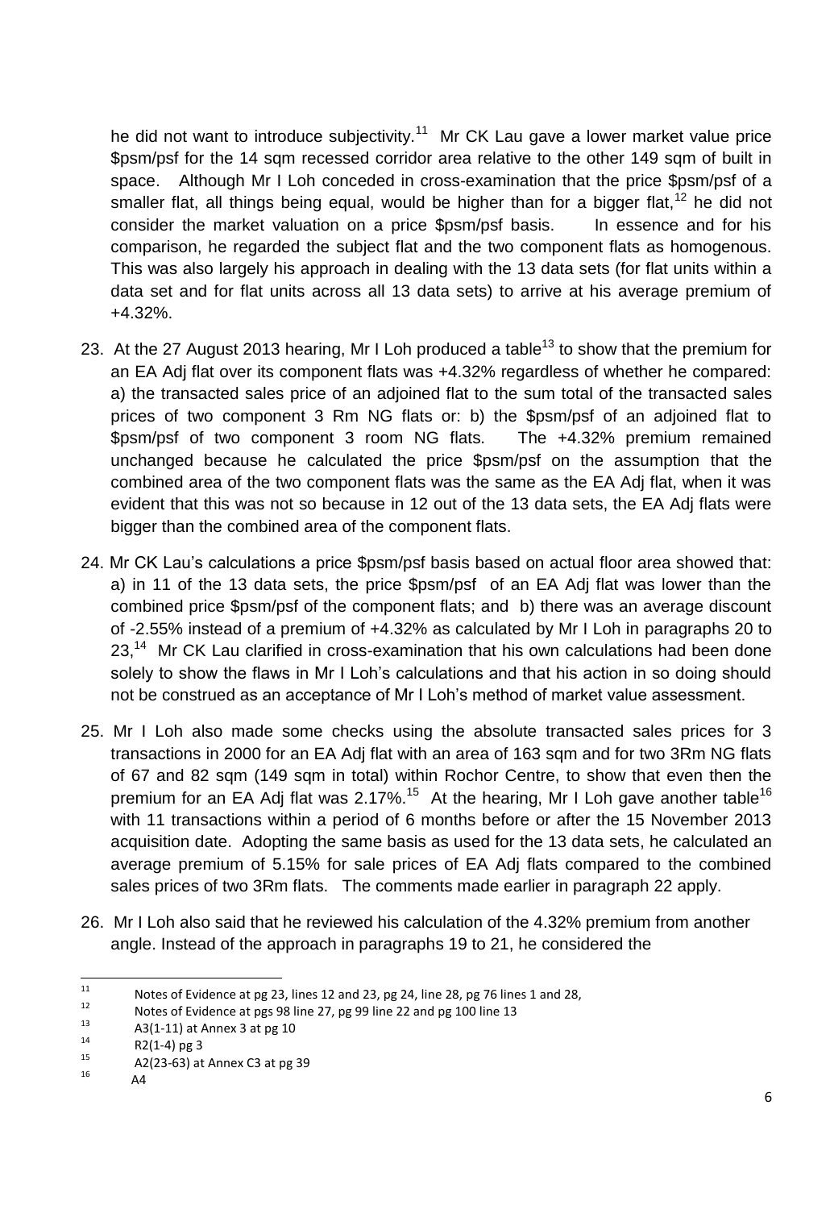he did not want to introduce subjectivity.[11] Mr CK Lau gave a lower market value price $psm/psf for the 14 sqm recessed corridor area relative to the other 149 sqm of built in space. Although Mr I Loh conceded in cross-examination that the price $psm/psf of a smaller flat, all things being equal, would be higher than for a bigger flat,[12] he did not consider the market valuation on a price $psm/psf basis. In essence and for his comparison, he regarded the subject flat and the two component flats as homogenous. This was also largely his approach in dealing with the 13 data sets (for flat units within a data set and for flat units across all 13 data sets) to arrive at his average premium of +4.32%.

23. At the 27 August 2013 hearing, Mr I Loh produced a table[13] to show that the premium for an EA Adj flat over its component flats was +4.32% regardless of whether he compared: a) the transacted sales price of an adjoined flat to the sum total of the transacted sales prices of two component 3 Rm NG flats or: b) the $psm/psf of an adjoined flat to $psm/psf of two component 3 room NG flats. The +4.32% premium remained unchanged because he calculated the price $psm/psf on the assumption that the combined area of the two component flats was the same as the EA Adj flat, when it was evident that this was not so because in 12 out of the 13 data sets, the EA Adj flats were bigger than the combined area of the component flats.

24. Mr CK Lau's calculations a price $psm/psf basis based on actual floor area showed that: a) in 11 of the 13 data sets, the price $psm/psf of an EA Adj flat was lower than the combined price $psm/psf of the component flats; and b) there was an average discount of -2.55% instead of a premium of +4.32% as calculated by Mr I Loh in paragraphs 20 to 23,[14] Mr CK Lau clarified in cross-examination that his own calculations had been done solely to show the flaws in Mr I Loh's calculations and that his action in so doing should not be construed as an acceptance of Mr I Loh's method of market value assessment.

25. Mr I Loh also made some checks using the absolute transacted sales prices for 3 transactions in 2000 for an EA Adj flat with an area of 163 sqm and for two 3Rm NG flats of 67 and 82 sqm (149 sqm in total) within Rochor Centre, to show that even then the premium for an EA Adj flat was 2.17%.[15] At the hearing, Mr I Loh gave another table[16] with 11 transactions within a period of 6 months before or after the 15 November 2013 acquisition date. Adopting the same basis as used for the 13 data sets, he calculated an average premium of 5.15% for sale prices of EA Adj flats compared to the combined sales prices of two 3Rm flats. The comments made earlier in paragraph 22 apply.

26. Mr I Loh also said that he reviewed his calculation of the 4.32% premium from another angle. Instead of the approach in paragraphs 19 to 21, he considered the

---

[11] Notes of Evidence at pg 23, lines 12 and 23, pg 24, line 28, pg 76 lines 1 and 28,

[12] Notes of Evidence at pgs 98 line 27, pg 99 line 22 and pg 100 line 13

[13] A3(1-11) at Annex 3 at pg 10

[14] R2(1-4) pg 3

[15] A2(23-63) at Annex C3 at pg 39

[16] A4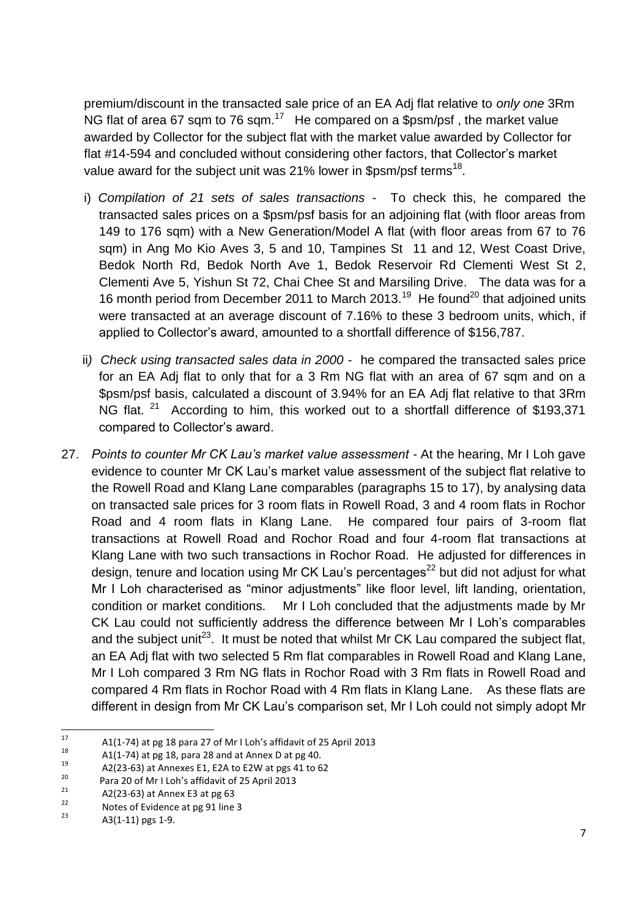premium/discount in the transacted sale price of an EA Adj flat relative to *only one* 3Rm NG flat of area 67 sqm to 76 sqm.[17] He compared on a \$psm/psf , the market value awarded by Collector for the subject flat with the market value awarded by Collector for flat #14-594 and concluded without considering other factors, that Collector's market value award for the subject unit was 21% lower in \$psm/psf terms[18].

i) *Compilation of 21 sets of sales transactions* - To check this, he compared the transacted sales prices on a \$psm/psf basis for an adjoining flat (with floor areas from 149 to 176 sqm) with a New Generation/Model A flat (with floor areas from 67 to 76 sqm) in Ang Mo Kio Aves 3, 5 and 10, Tampines St 11 and 12, West Coast Drive, Bedok North Rd, Bedok North Ave 1, Bedok Reservoir Rd Clementi West St 2, Clementi Ave 5, Yishun St 72, Chai Chee St and Marsiling Drive. The data was for a 16 month period from December 2011 to March 2013.[19] He found[20] that adjoined units were transacted at an average discount of 7.16% to these 3 bedroom units, which, if applied to Collector's award, amounted to a shortfall difference of \$156,787.

ii) *Check using transacted sales data in 2000* - he compared the transacted sales price for an EA Adj flat to only that for a 3 Rm NG flat with an area of 67 sqm and on a \$psm/psf basis, calculated a discount of 3.94% for an EA Adj flat relative to that 3Rm NG flat. [21] According to him, this worked out to a shortfall difference of \$193,371 compared to Collector's award.

27. *Points to counter Mr CK Lau's market value assessment* - At the hearing, Mr I Loh gave evidence to counter Mr CK Lau's market value assessment of the subject flat relative to the Rowell Road and Klang Lane comparables (paragraphs 15 to 17), by analysing data on transacted sale prices for 3 room flats in Rowell Road, 3 and 4 room flats in Rochor Road and 4 room flats in Klang Lane. He compared four pairs of 3-room flat transactions at Rowell Road and Rochor Road and four 4-room flat transactions at Klang Lane with two such transactions in Rochor Road. He adjusted for differences in design, tenure and location using Mr CK Lau's percentages[22] but did not adjust for what Mr I Loh characterised as "minor adjustments" like floor level, lift landing, orientation, condition or market conditions. Mr I Loh concluded that the adjustments made by Mr CK Lau could not sufficiently address the difference between Mr I Loh's comparables and the subject unit[23]. It must be noted that whilst Mr CK Lau compared the subject flat, an EA Adj flat with two selected 5 Rm flat comparables in Rowell Road and Klang Lane, Mr I Loh compared 3 Rm NG flats in Rochor Road with 3 Rm flats in Rowell Road and compared 4 Rm flats in Rochor Road with 4 Rm flats in Klang Lane. As these flats are different in design from Mr CK Lau's comparison set, Mr I Loh could not simply adopt Mr

---

[17] A1(1-74) at pg 18 para 27 of Mr I Loh's affidavit of 25 April 2013

[18] A1(1-74) at pg 18, para 28 and at Annex D at pg 40.

[19] A2(23-63) at Annexes E1, E2A to E2W at pgs 41 to 62

[20] Para 20 of Mr I Loh's affidavit of 25 April 2013

[21] A2(23-63) at Annex E3 at pg 63

[22] Notes of Evidence at pg 91 line 3

[23] A3(1-11) pgs 1-9.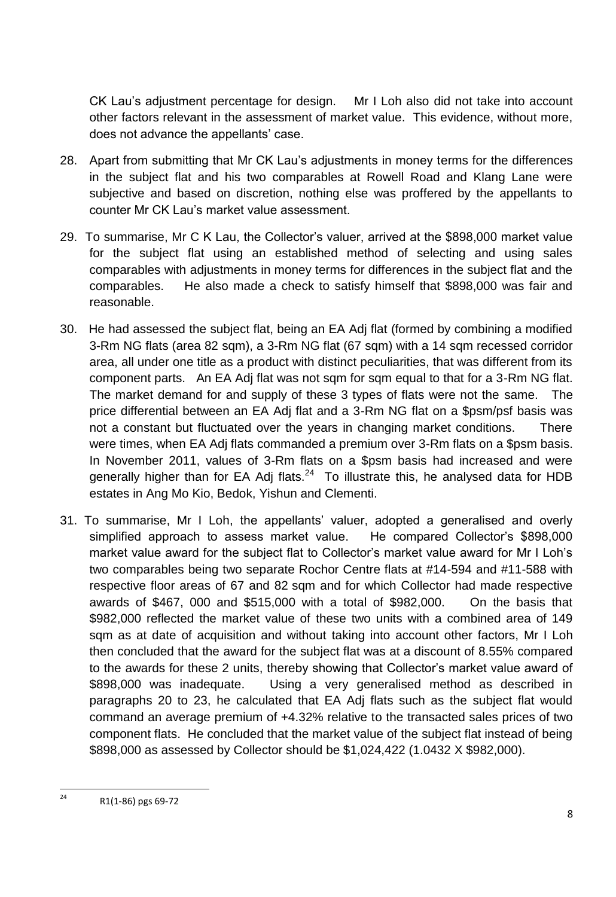CK Lau's adjustment percentage for design. Mr I Loh also did not take into account other factors relevant in the assessment of market value. This evidence, without more, does not advance the appellants' case.

28. Apart from submitting that Mr CK Lau's adjustments in money terms for the differences in the subject flat and his two comparables at Rowell Road and Klang Lane were subjective and based on discretion, nothing else was proffered by the appellants to counter Mr CK Lau's market value assessment.

29. To summarise, Mr C K Lau, the Collector's valuer, arrived at the $898,000 market value for the subject flat using an established method of selecting and using sales comparables with adjustments in money terms for differences in the subject flat and the comparables. He also made a check to satisfy himself that $898,000 was fair and reasonable.

30. He had assessed the subject flat, being an EA Adj flat (formed by combining a modified 3-Rm NG flats (area 82 sqm), a 3-Rm NG flat (67 sqm) with a 14 sqm recessed corridor area, all under one title as a product with distinct peculiarities, that was different from its component parts. An EA Adj flat was not sqm for sqm equal to that for a 3-Rm NG flat. The market demand for and supply of these 3 types of flats were not the same. The price differential between an EA Adj flat and a 3-Rm NG flat on a $psm/psf basis was not a constant but fluctuated over the years in changing market conditions. There were times, when EA Adj flats commanded a premium over 3-Rm flats on a $psm basis. In November 2011, values of 3-Rm flats on a $psm basis had increased and were generally higher than for EA Adj flats.[24] To illustrate this, he analysed data for HDB estates in Ang Mo Kio, Bedok, Yishun and Clementi.

31. To summarise, Mr I Loh, the appellants' valuer, adopted a generalised and overly simplified approach to assess market value. He compared Collector's $898,000 market value award for the subject flat to Collector's market value award for Mr I Loh's two comparables being two separate Rochor Centre flats at #14-594 and #11-588 with respective floor areas of 67 and 82 sqm and for which Collector had made respective awards of $467, 000 and $515,000 with a total of $982,000. On the basis that $982,000 reflected the market value of these two units with a combined area of 149 sqm as at date of acquisition and without taking into account other factors, Mr I Loh then concluded that the award for the subject flat was at a discount of 8.55% compared to the awards for these 2 units, thereby showing that Collector's market value award of $898,000 was inadequate. Using a very generalised method as described in paragraphs 20 to 23, he calculated that EA Adj flats such as the subject flat would command an average premium of +4.32% relative to the transacted sales prices of two component flats. He concluded that the market value of the subject flat instead of being $898,000 as assessed by Collector should be $1,024,422 (1.0432 X $982,000).

---

[24] R1(1-86) pgs 69-72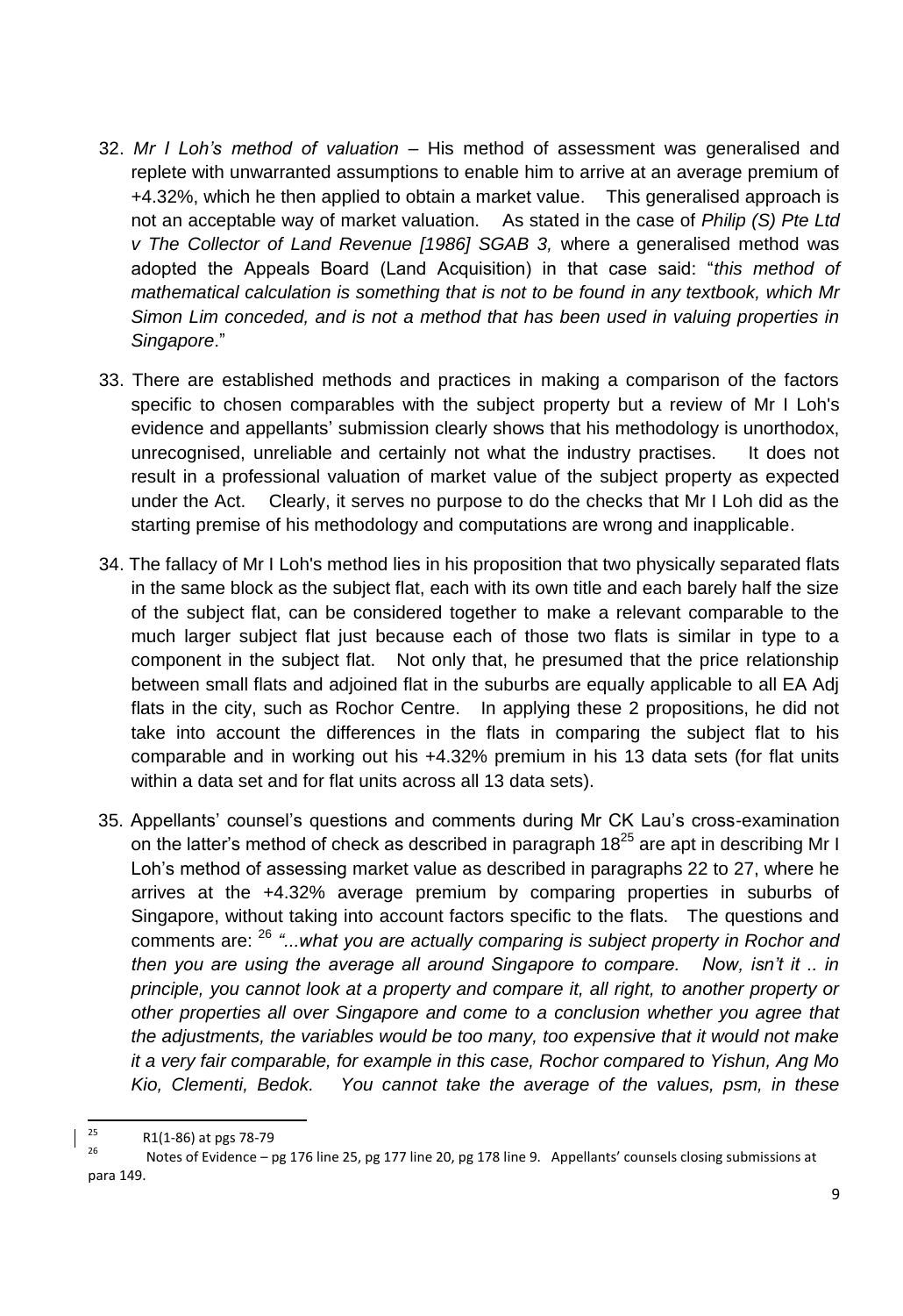32. *Mr I Loh's method of valuation* – His method of assessment was generalised and replete with unwarranted assumptions to enable him to arrive at an average premium of +4.32%, which he then applied to obtain a market value. This generalised approach is not an acceptable way of market valuation. As stated in the case of *Philip (S) Pte Ltd v The Collector of Land Revenue [1986] SGAB 3,* where a generalised method was adopted the Appeals Board (Land Acquisition) in that case said: "*this method of mathematical calculation is something that is not to be found in any textbook, which Mr Simon Lim conceded, and is not a method that has been used in valuing properties in Singapore*."

33. There are established methods and practices in making a comparison of the factors specific to chosen comparables with the subject property but a review of Mr I Loh's evidence and appellants' submission clearly shows that his methodology is unorthodox, unrecognised, unreliable and certainly not what the industry practises. It does not result in a professional valuation of market value of the subject property as expected under the Act. Clearly, it serves no purpose to do the checks that Mr I Loh did as the starting premise of his methodology and computations are wrong and inapplicable.

34. The fallacy of Mr I Loh's method lies in his proposition that two physically separated flats in the same block as the subject flat, each with its own title and each barely half the size of the subject flat, can be considered together to make a relevant comparable to the much larger subject flat just because each of those two flats is similar in type to a component in the subject flat. Not only that, he presumed that the price relationship between small flats and adjoined flat in the suburbs are equally applicable to all EA Adj flats in the city, such as Rochor Centre. In applying these 2 propositions, he did not take into account the differences in the flats in comparing the subject flat to his comparable and in working out his +4.32% premium in his 13 data sets (for flat units within a data set and for flat units across all 13 data sets).

35. Appellants' counsel's questions and comments during Mr CK Lau's cross-examination on the latter's method of check as described in paragraph 18[25] are apt in describing Mr I Loh's method of assessing market value as described in paragraphs 22 to 27, where he arrives at the +4.32% average premium by comparing properties in suburbs of Singapore, without taking into account factors specific to the flats. The questions and comments are: [26] *"...what you are actually comparing is subject property in Rochor and then you are using the average all around Singapore to compare. Now, isn't it .. in principle, you cannot look at a property and compare it, all right, to another property or other properties all over Singapore and come to a conclusion whether you agree that the adjustments, the variables would be too many, too expensive that it would not make it a very fair comparable, for example in this case, Rochor compared to Yishun, Ang Mo Kio, Clementi, Bedok. You cannot take the average of the values, psm, in these*

---

[25] R1(1-86) at pgs 78-79

[26] Notes of Evidence – pg 176 line 25, pg 177 line 20, pg 178 line 9. Appellants' counsels closing submissions at para 149.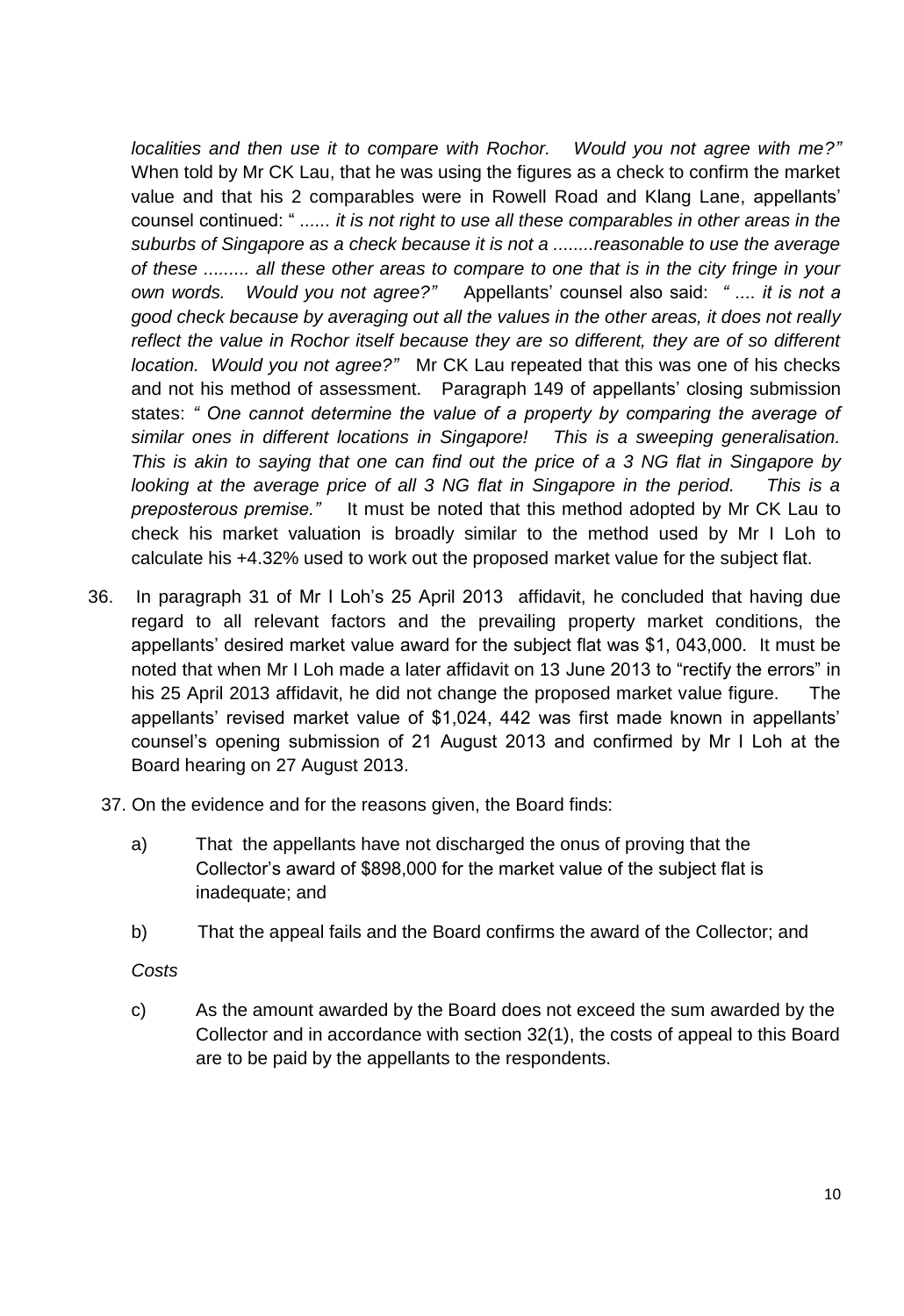*localities and then use it to compare with Rochor. Would you not agree with me?"* When told by Mr CK Lau, that he was using the figures as a check to confirm the market value and that his 2 comparables were in Rowell Road and Klang Lane, appellants' counsel continued: " *...... it is not right to use all these comparables in other areas in the suburbs of Singapore as a check because it is not a ........reasonable to use the average of these ......... all these other areas to compare to one that is in the city fringe in your own words. Would you not agree?"* Appellants' counsel also said: *" .... it is not a good check because by averaging out all the values in the other areas, it does not really reflect the value in Rochor itself because they are so different, they are of so different location. Would you not agree?"* Mr CK Lau repeated that this was one of his checks and not his method of assessment. Paragraph 149 of appellants' closing submission states: *" One cannot determine the value of a property by comparing the average of similar ones in different locations in Singapore! This is a sweeping generalisation. This is akin to saying that one can find out the price of a 3 NG flat in Singapore by looking at the average price of all 3 NG flat in Singapore in the period. This is a preposterous premise."* It must be noted that this method adopted by Mr CK Lau to check his market valuation is broadly similar to the method used by Mr I Loh to calculate his +4.32% used to work out the proposed market value for the subject flat.

36. In paragraph 31 of Mr I Loh's 25 April 2013 affidavit, he concluded that having due regard to all relevant factors and the prevailing property market conditions, the appellants' desired market value award for the subject flat was $1, 043,000. It must be noted that when Mr I Loh made a later affidavit on 13 June 2013 to "rectify the errors" in his 25 April 2013 affidavit, he did not change the proposed market value figure. The appellants' revised market value of $1,024, 442 was first made known in appellants' counsel's opening submission of 21 August 2013 and confirmed by Mr I Loh at the Board hearing on 27 August 2013.

37. On the evidence and for the reasons given, the Board finds:

   a) That the appellants have not discharged the onus of proving that the Collector's award of $898,000 for the market value of the subject flat is inadequate; and

   b) That the appeal fails and the Board confirms the award of the Collector; and

   *Costs*

   c) As the amount awarded by the Board does not exceed the sum awarded by the Collector and in accordance with section 32(1), the costs of appeal to this Board are to be paid by the appellants to the respondents.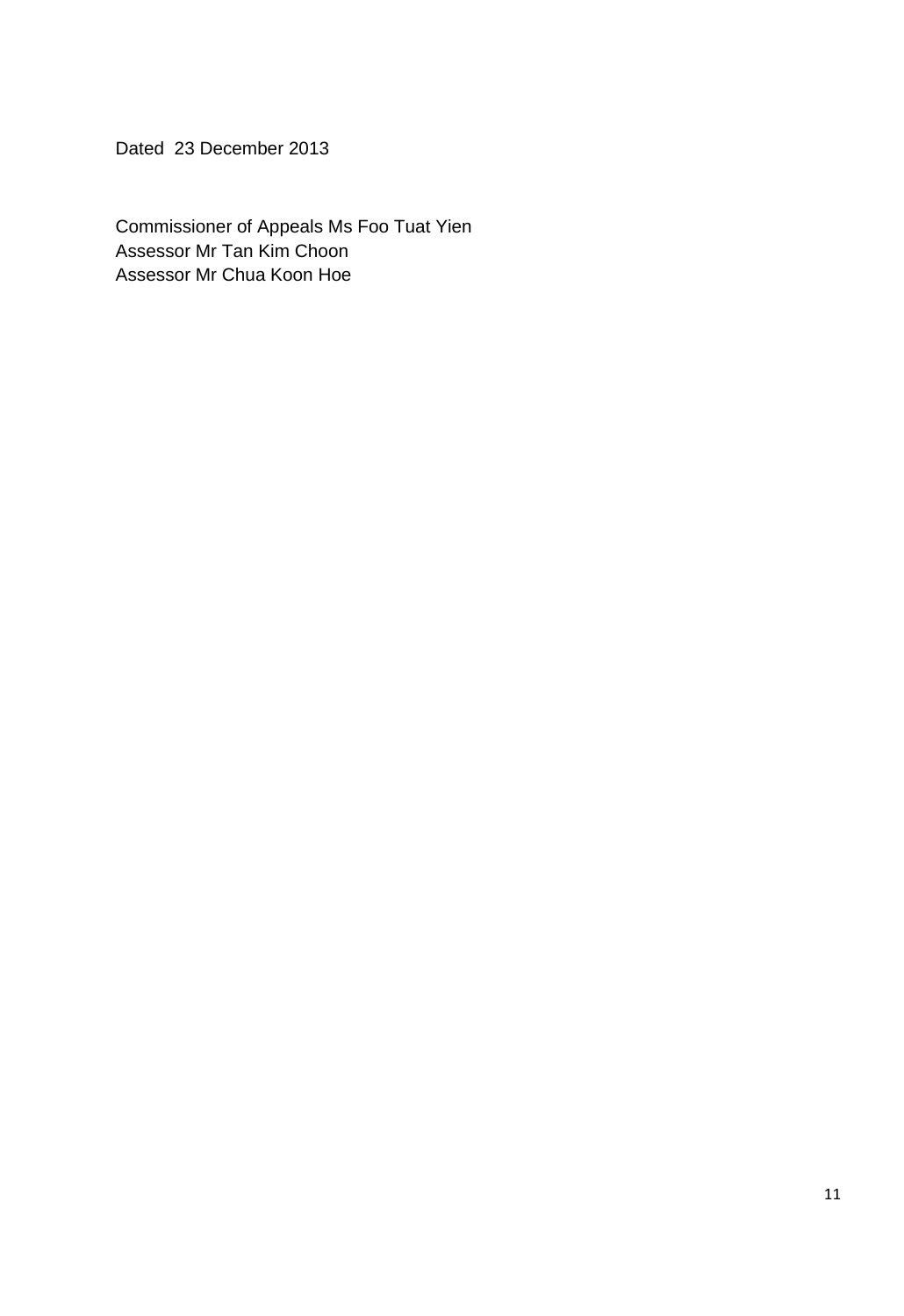Dated 23 December 2013

Commissioner of Appeals Ms Foo Tuat Yien
Assessor Mr Tan Kim Choon
Assessor Mr Chua Koon Hoe